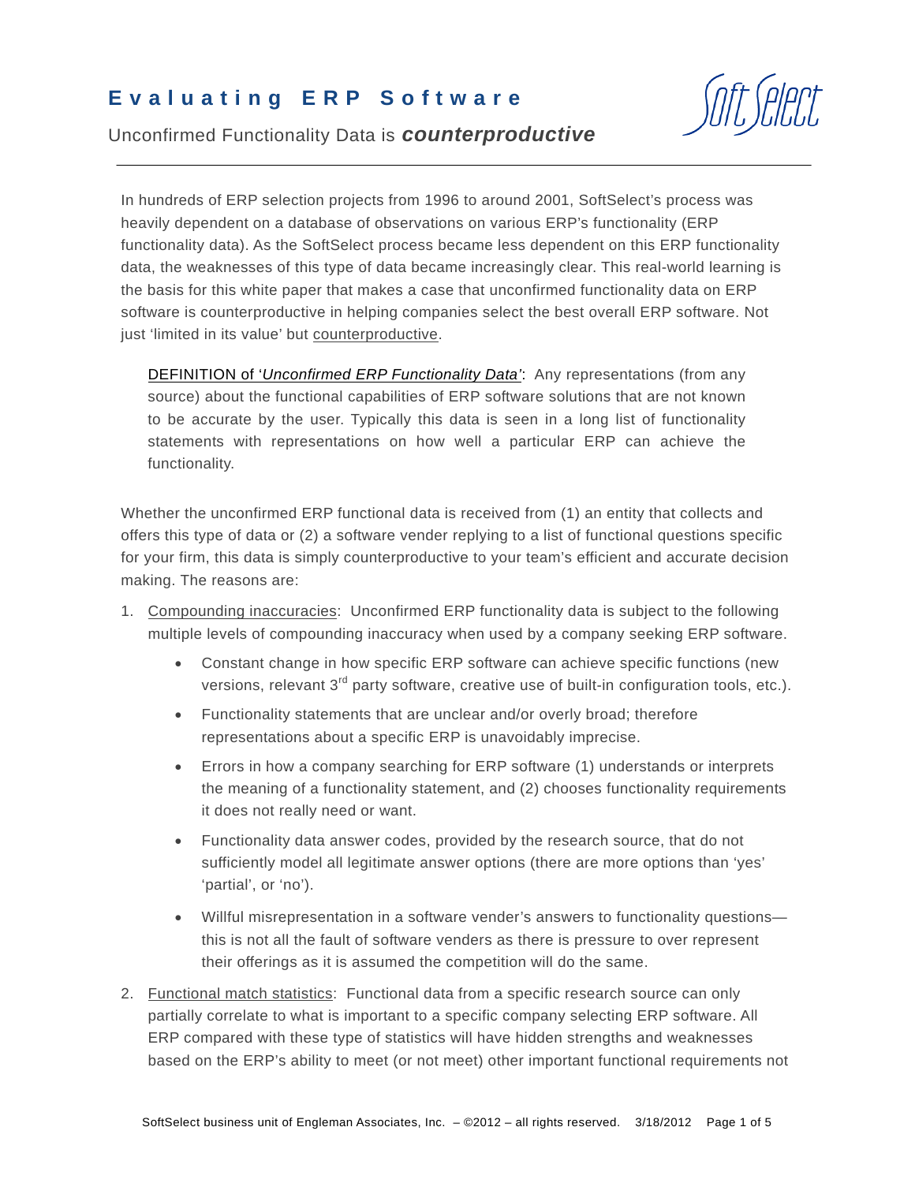# Evaluating ERP Software

Unconfirmed Functionality Data is ***counterproductive***

In hundreds of ERP selection projects from 1996 to around 2001, SoftSelect's process was heavily dependent on a database of observations on various ERP's functionality (ERP functionality data). As the SoftSelect process became less dependent on this ERP functionality data, the weaknesses of this type of data became increasingly clear. This real-world learning is the basis for this white paper that makes a case that unconfirmed functionality data on ERP software is counterproductive in helping companies select the best overall ERP software. Not just 'limited in its value' but <u>counterproductive</u>.

> <u>DEFINITION of '*Unconfirmed ERP Functionality Data'*</u>: Any representations (from any source) about the functional capabilities of ERP software solutions that are not known to be accurate by the user. Typically this data is seen in a long list of functionality statements with representations on how well a particular ERP can achieve the functionality.

Whether the unconfirmed ERP functional data is received from (1) an entity that collects and offers this type of data or (2) a software vender replying to a list of functional questions specific for your firm, this data is simply counterproductive to your team's efficient and accurate decision making. The reasons are:

1. <u>Compounding inaccuracies</u>: Unconfirmed ERP functionality data is subject to the following multiple levels of compounding inaccuracy when used by a company seeking ERP software.
   - Constant change in how specific ERP software can achieve specific functions (new versions, relevant 3rd party software, creative use of built-in configuration tools, etc.).
   - Functionality statements that are unclear and/or overly broad; therefore representations about a specific ERP is unavoidably imprecise.
   - Errors in how a company searching for ERP software (1) understands or interprets the meaning of a functionality statement, and (2) chooses functionality requirements it does not really need or want.
   - Functionality data answer codes, provided by the research source, that do not sufficiently model all legitimate answer options (there are more options than 'yes' 'partial', or 'no').
   - Willful misrepresentation in a software vender's answers to functionality questions—this is not all the fault of software venders as there is pressure to over represent their offerings as it is assumed the competition will do the same.
2. <u>Functional match statistics</u>: Functional data from a specific research source can only partially correlate to what is important to a specific company selecting ERP software. All ERP compared with these type of statistics will have hidden strengths and weaknesses based on the ERP's ability to meet (or not meet) other important functional requirements not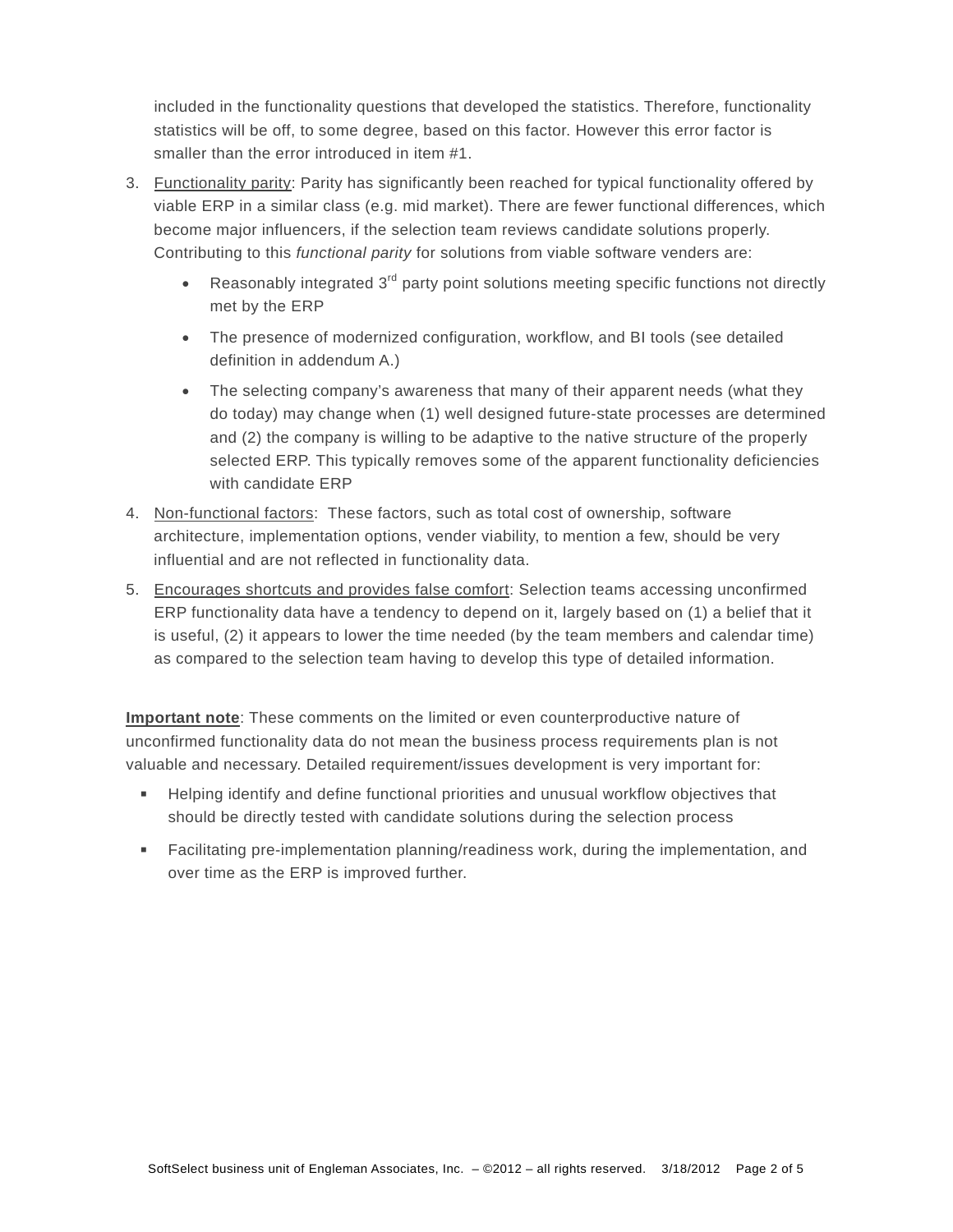included in the functionality questions that developed the statistics. Therefore, functionality statistics will be off, to some degree, based on this factor. However this error factor is smaller than the error introduced in item #1.

3. Functionality parity: Parity has significantly been reached for typical functionality offered by viable ERP in a similar class (e.g. mid market). There are fewer functional differences, which become major influencers, if the selection team reviews candidate solutions properly. Contributing to this *functional parity* for solutions from viable software venders are:
   - Reasonably integrated 3rd party point solutions meeting specific functions not directly met by the ERP
   - The presence of modernized configuration, workflow, and BI tools (see detailed definition in addendum A.)
   - The selecting company's awareness that many of their apparent needs (what they do today) may change when (1) well designed future-state processes are determined and (2) the company is willing to be adaptive to the native structure of the properly selected ERP. This typically removes some of the apparent functionality deficiencies with candidate ERP
4. Non-functional factors: These factors, such as total cost of ownership, software architecture, implementation options, vender viability, to mention a few, should be very influential and are not reflected in functionality data.
5. Encourages shortcuts and provides false comfort: Selection teams accessing unconfirmed ERP functionality data have a tendency to depend on it, largely based on (1) a belief that it is useful, (2) it appears to lower the time needed (by the team members and calendar time) as compared to the selection team having to develop this type of detailed information.

**Important note**: These comments on the limited or even counterproductive nature of unconfirmed functionality data do not mean the business process requirements plan is not valuable and necessary. Detailed requirement/issues development is very important for:

- Helping identify and define functional priorities and unusual workflow objectives that should be directly tested with candidate solutions during the selection process
- Facilitating pre-implementation planning/readiness work, during the implementation, and over time as the ERP is improved further.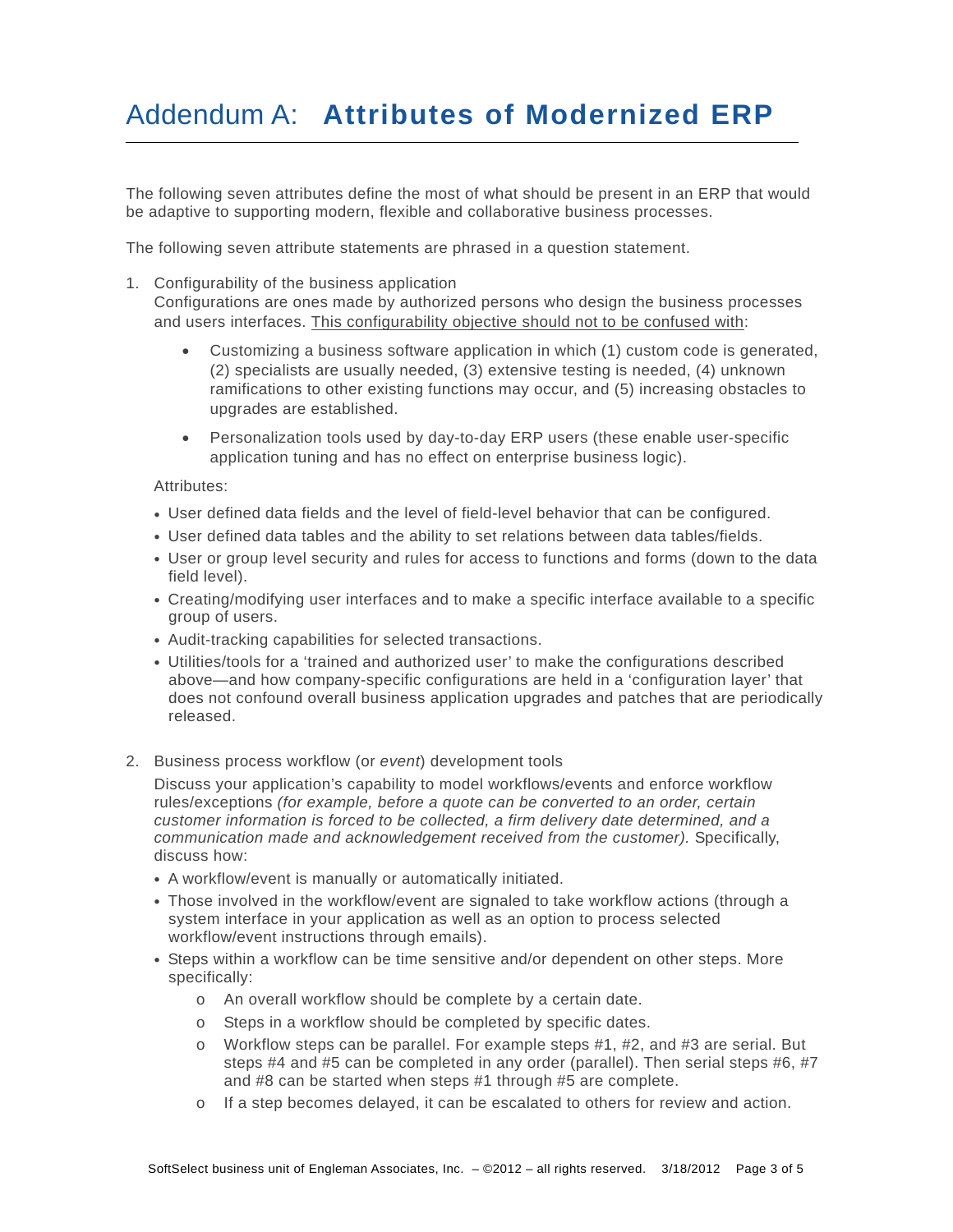# Addendum A: **Attributes of Modernized ERP**

The following seven attributes define the most of what should be present in an ERP that would be adaptive to supporting modern, flexible and collaborative business processes.

The following seven attribute statements are phrased in a question statement.

1. Configurability of the business application
   Configurations are ones made by authorized persons who design the business processes and users interfaces. <u>This configurability objective should not to be confused with</u>:

   - Customizing a business software application in which (1) custom code is generated, (2) specialists are usually needed, (3) extensive testing is needed, (4) unknown ramifications to other existing functions may occur, and (5) increasing obstacles to upgrades are established.
   - Personalization tools used by day-to-day ERP users (these enable user-specific application tuning and has no effect on enterprise business logic).

   Attributes:

   - User defined data fields and the level of field-level behavior that can be configured.
   - User defined data tables and the ability to set relations between data tables/fields.
   - User or group level security and rules for access to functions and forms (down to the data field level).
   - Creating/modifying user interfaces and to make a specific interface available to a specific group of users.
   - Audit-tracking capabilities for selected transactions.
   - Utilities/tools for a 'trained and authorized user' to make the configurations described above—and how company-specific configurations are held in a 'configuration layer' that does not confound overall business application upgrades and patches that are periodically released.

2. Business process workflow (or *event*) development tools

   Discuss your application's capability to model workflows/events and enforce workflow rules/exceptions *(for example, before a quote can be converted to an order, certain customer information is forced to be collected, a firm delivery date determined, and a communication made and acknowledgement received from the customer).* Specifically, discuss how:

   - A workflow/event is manually or automatically initiated.
   - Those involved in the workflow/event are signaled to take workflow actions (through a system interface in your application as well as an option to process selected workflow/event instructions through emails).
   - Steps within a workflow can be time sensitive and/or dependent on other steps. More specifically:
     - An overall workflow should be complete by a certain date.
     - Steps in a workflow should be completed by specific dates.
     - Workflow steps can be parallel. For example steps #1, #2, and #3 are serial. But steps #4 and #5 can be completed in any order (parallel). Then serial steps #6, #7 and #8 can be started when steps #1 through #5 are complete.
     - If a step becomes delayed, it can be escalated to others for review and action.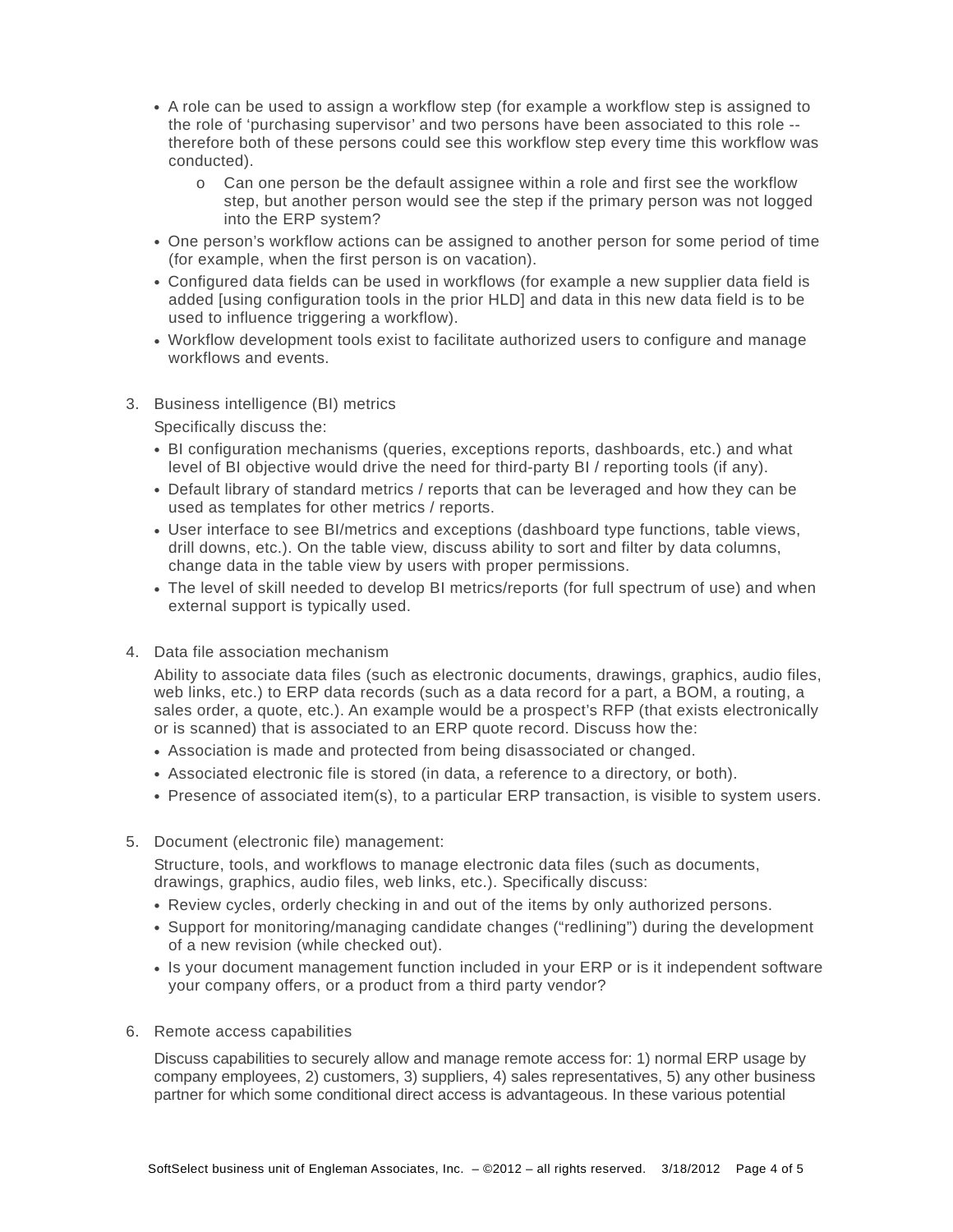- A role can be used to assign a workflow step (for example a workflow step is assigned to the role of 'purchasing supervisor' and two persons have been associated to this role -- therefore both of these persons could see this workflow step every time this workflow was conducted).
  - Can one person be the default assignee within a role and first see the workflow step, but another person would see the step if the primary person was not logged into the ERP system?
- One person's workflow actions can be assigned to another person for some period of time (for example, when the first person is on vacation).
- Configured data fields can be used in workflows (for example a new supplier data field is added [using configuration tools in the prior HLD] and data in this new data field is to be used to influence triggering a workflow).
- Workflow development tools exist to facilitate authorized users to configure and manage workflows and events.

3. Business intelligence (BI) metrics

   Specifically discuss the:

   - BI configuration mechanisms (queries, exceptions reports, dashboards, etc.) and what level of BI objective would drive the need for third-party BI / reporting tools (if any).
   - Default library of standard metrics / reports that can be leveraged and how they can be used as templates for other metrics / reports.
   - User interface to see BI/metrics and exceptions (dashboard type functions, table views, drill downs, etc.). On the table view, discuss ability to sort and filter by data columns, change data in the table view by users with proper permissions.
   - The level of skill needed to develop BI metrics/reports (for full spectrum of use) and when external support is typically used.

4. Data file association mechanism

   Ability to associate data files (such as electronic documents, drawings, graphics, audio files, web links, etc.) to ERP data records (such as a data record for a part, a BOM, a routing, a sales order, a quote, etc.). An example would be a prospect's RFP (that exists electronically or is scanned) that is associated to an ERP quote record. Discuss how the:

   - Association is made and protected from being disassociated or changed.
   - Associated electronic file is stored (in data, a reference to a directory, or both).
   - Presence of associated item(s), to a particular ERP transaction, is visible to system users.

5. Document (electronic file) management:

   Structure, tools, and workflows to manage electronic data files (such as documents, drawings, graphics, audio files, web links, etc.). Specifically discuss:

   - Review cycles, orderly checking in and out of the items by only authorized persons.
   - Support for monitoring/managing candidate changes ("redlining") during the development of a new revision (while checked out).
   - Is your document management function included in your ERP or is it independent software your company offers, or a product from a third party vendor?

6. Remote access capabilities

   Discuss capabilities to securely allow and manage remote access for: 1) normal ERP usage by company employees, 2) customers, 3) suppliers, 4) sales representatives, 5) any other business partner for which some conditional direct access is advantageous. In these various potential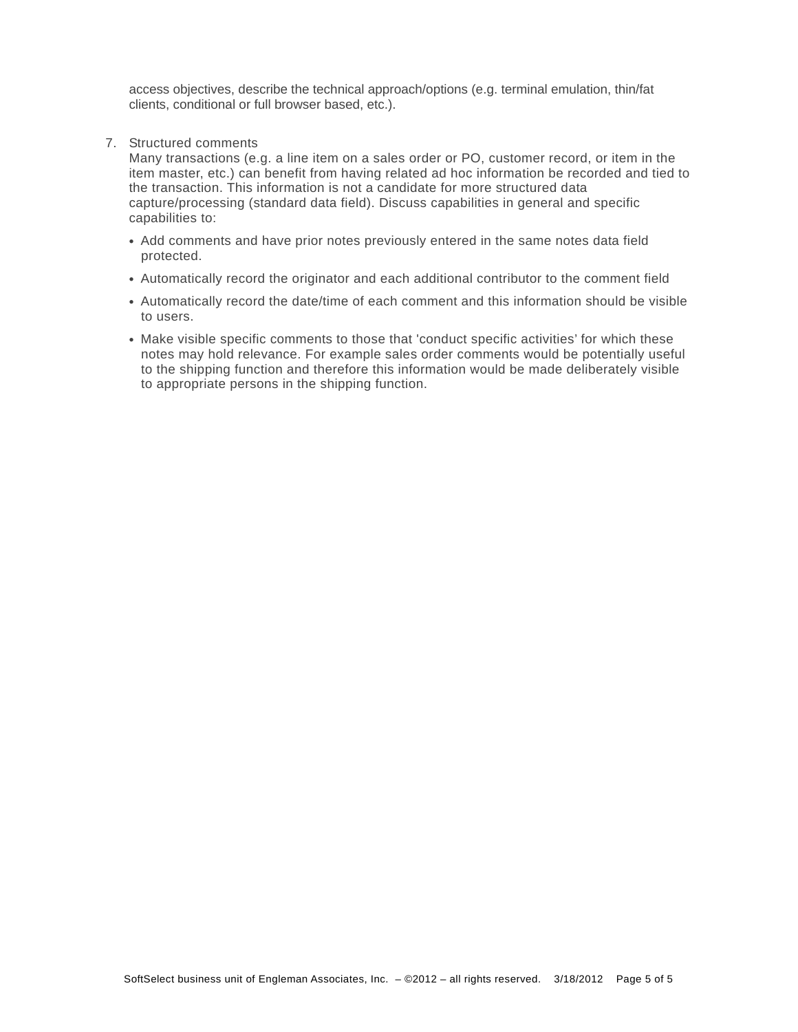access objectives, describe the technical approach/options (e.g. terminal emulation, thin/fat clients, conditional or full browser based, etc.).

7. Structured comments

   Many transactions (e.g. a line item on a sales order or PO, customer record, or item in the item master, etc.) can benefit from having related ad hoc information be recorded and tied to the transaction. This information is not a candidate for more structured data capture/processing (standard data field). Discuss capabilities in general and specific capabilities to:

   - Add comments and have prior notes previously entered in the same notes data field protected.
   - Automatically record the originator and each additional contributor to the comment field
   - Automatically record the date/time of each comment and this information should be visible to users.
   - Make visible specific comments to those that 'conduct specific activities' for which these notes may hold relevance. For example sales order comments would be potentially useful to the shipping function and therefore this information would be made deliberately visible to appropriate persons in the shipping function.